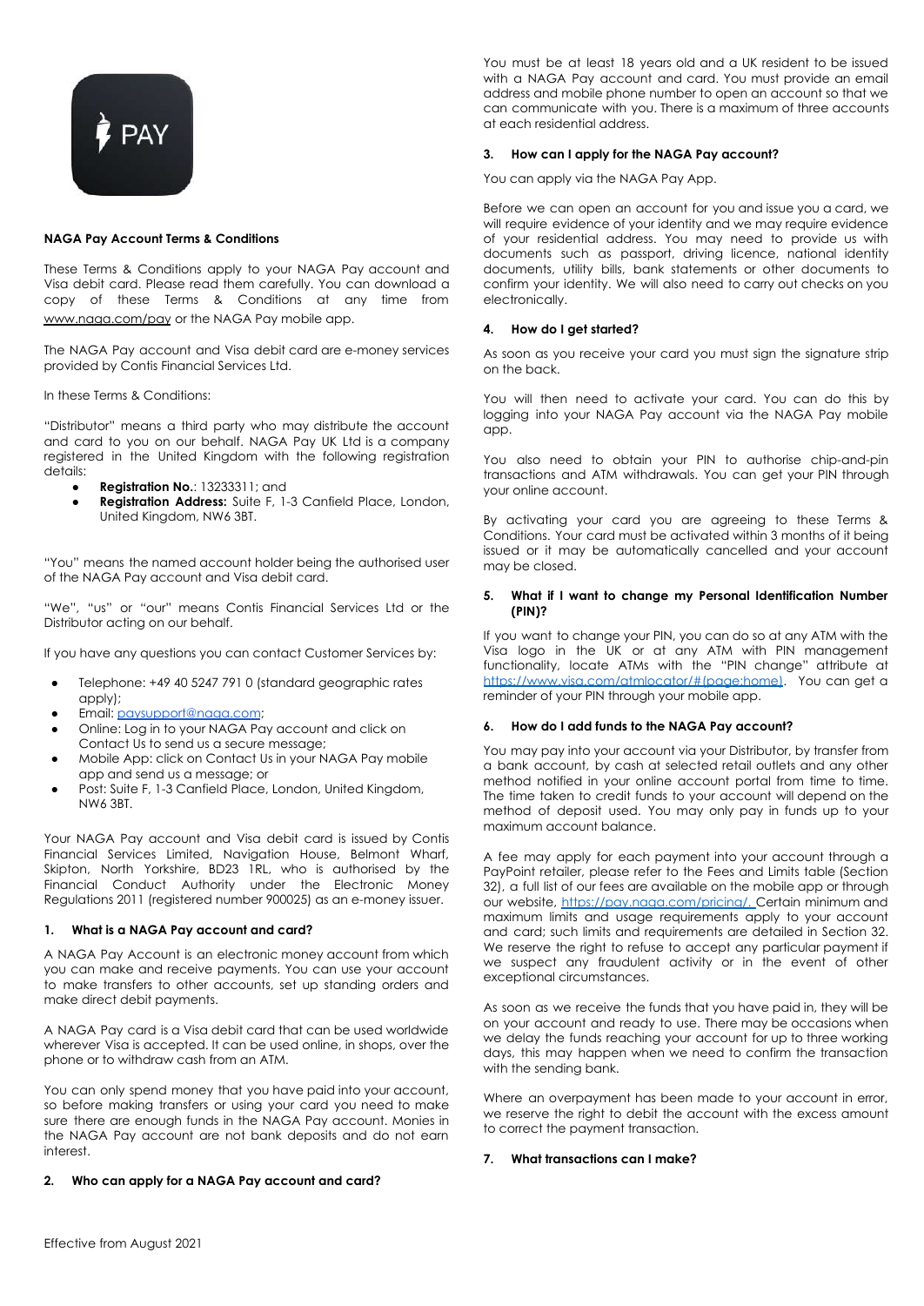## NAGA Pay Account Terms & Conditions

These Terms & Conditions apply to your NAGA Pay account and Visa debit card. Please read them carefully. You can download a copy of these Terms & Conditions at any time from www.naga.com/pay or the NAGA Pay mobile app.

The NAGA Pay account and Visa debit card are e-money services provided by Contis Financial Services Ltd.

In these Terms & Conditions:

"Distributor" means a third party who may distribute the account and card to you on our behalf. NAGA Pay UK Ltd is a company registered in the United Kingdom with the following registration details:

- **Registration No.**: 13233311; and
- **Registration Address:** Suite F, 1-3 Canfield Place, London, United Kingdom, NW6 3BT.

"You" means the named account holder being the authorised user of the NAGA Pay account and Visa debit card.

"We", "us" or "our" means Contis Financial Services Ltd or the Distributor acting on our behalf.

If you have any questions you can contact Customer Services by:

- Telephone: +49 40 5247 791 0 (standard geographic rates apply);
- Email: paysupport@naga.com;
- Online: Log in to your NAGA Pay account and click on Contact Us to send us a secure message;
- Mobile App: click on Contact Us in your NAGA Pay mobile app and send us a message; or
- Post: Suite F, 1-3 Canfield Place, London, United Kingdom, NW6 3BT.

Your NAGA Pay account and Visa debit card is issued by Contis Financial Services Limited, Navigation House, Belmont Wharf, Skipton, North Yorkshire, BD23 1RL, who is authorised by the Financial Conduct Authority under the Electronic Money Regulations 2011 (registered number 900025) as an e-money issuer.

### 1. What is a NAGA Pay account and card?

A NAGA Pay Account is an electronic money account from which you can make and receive payments. You can use your account to make transfers to other accounts, set up standing orders and make direct debit payments.

A NAGA Pay card is a Visa debit card that can be used worldwide wherever Visa is accepted. It can be used online, in shops, over the phone or to withdraw cash from an ATM.

You can only spend money that you have paid into your account, so before making transfers or using your card you need to make sure there are enough funds in the NAGA Pay account. Monies in the NAGA Pay account are not bank deposits and do not earn interest.

### 2. Who can apply for a NAGA Pay account and card?

You must be at least 18 years old and a UK resident to be issued with a NAGA Pay account and card. You must provide an email address and mobile phone number to open an account so that we can communicate with you. There is a maximum of three accounts at each residential address.

### 3. How can I apply for the NAGA Pay account?

You can apply via the NAGA Pay App.

Before we can open an account for you and issue you a card, we will require evidence of your identity and we may require evidence of your residential address. You may need to provide us with documents such as passport, driving licence, national identity documents, utility bills, bank statements or other documents to confirm your identity. We will also need to carry out checks on you electronically.

### 4. How do I get started?

As soon as you receive your card you must sign the signature strip on the back.

You will then need to activate your card. You can do this by logging into your NAGA Pay account via the NAGA Pay mobile app.

You also need to obtain your PIN to authorise chip-and-pin transactions and ATM withdrawals. You can get your PIN through your online account.

By activating your card you are agreeing to these Terms & Conditions. Your card must be activated within 3 months of it being issued or it may be automatically cancelled and your account may be closed.

### 5. What if I want to change my Personal Identification Number (PIN)?

If you want to change your PIN, you can do so at any ATM with the Visa logo in the UK or at any ATM with PIN management functionality, locate ATMs with the "PIN change" attribute at https://www.visa.com/atmlocator/#(page:home). You can get a reminder of your PIN through your mobile app.

### 6. How do I add funds to the NAGA Pay account?

You may pay into your account via your Distributor, by transfer from a bank account, by cash at selected retail outlets and any other method notified in your online account portal from time to time. The time taken to credit funds to your account will depend on the method of deposit used. You may only pay in funds up to your maximum account balance.

A fee may apply for each payment into your account through a PayPoint retailer, please refer to the Fees and Limits table (Section 32), a full list of our fees are available on the mobile app or through our website, https://pay.naga.com/pricing/. Certain minimum and maximum limits and usage requirements apply to your account and card; such limits and requirements are detailed in Section 32. We reserve the right to refuse to accept any particular payment if we suspect any fraudulent activity or in the event of other exceptional circumstances.

As soon as we receive the funds that you have paid in, they will be on your account and ready to use. There may be occasions when we delay the funds reaching your account for up to three working days, this may happen when we need to confirm the transaction with the sending bank.

Where an overpayment has been made to your account in error, we reserve the right to debit the account with the excess amount to correct the payment transaction.

### 7. What transactions can I make?

Effective from August 2021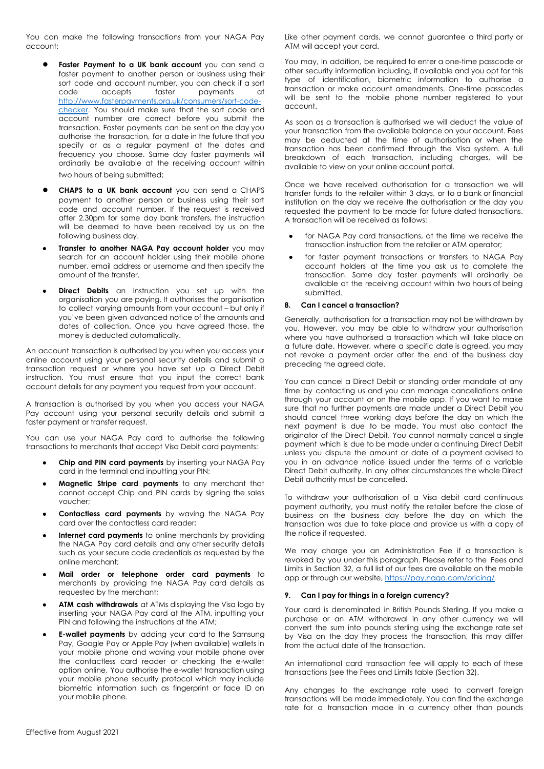You can make the following transactions from your NAGA Pay account:

- **Faster Payment to a UK bank account** you can send a faster payment to another person or business using their sort code and account number, you can check if a sort code accepts faster payments at http://www.fasterpayments.org.uk/consumers/sort-code-checker. You should make sure that the sort code and account number are correct before you submit the transaction. Faster payments can be sent on the day you authorise the transaction, for a date in the future that you specify or as a regular payment at the dates and frequency you choose. Same day faster payments will ordinarily be available at the receiving account within two hours of being submitted;
- **CHAPS to a UK bank account** you can send a CHAPS payment to another person or business using their sort code and account number. If the request is received after 2.30pm for same day bank transfers, the instruction will be deemed to have been received by us on the following business day.
- **Transfer to another NAGA Pay account holder** you may search for an account holder using their mobile phone number, email address or username and then specify the amount of the transfer.
- **Direct Debits** an instruction you set up with the organisation you are paying. It authorises the organisation to collect varying amounts from your account – but only if you've been given advanced notice of the amounts and dates of collection. Once you have agreed those, the money is deducted automatically.

An account transaction is authorised by you when you access your online account using your personal security details and submit a transaction request or where you have set up a Direct Debit instruction. You must ensure that you input the correct bank account details for any payment you request from your account.

A transaction is authorised by you when you access your NAGA Pay account using your personal security details and submit a faster payment or transfer request.

You can use your NAGA Pay card to authorise the following transactions to merchants that accept Visa Debit card payments:

- **Chip and PIN card payments** by inserting your NAGA Pay card in the terminal and inputting your PIN;
- **Magnetic Stripe card payments** to any merchant that cannot accept Chip and PIN cards by signing the sales voucher;
- **Contactless card payments** by waving the NAGA Pay card over the contactless card reader;
- **Internet card payments** to online merchants by providing the NAGA Pay card details and any other security details such as your secure code credentials as requested by the online merchant;
- **Mail order or telephone order card payments** to merchants by providing the NAGA Pay card details as requested by the merchant;
- **ATM cash withdrawals** at ATMs displaying the Visa logo by inserting your NAGA Pay card at the ATM, inputting your PIN and following the instructions at the ATM;
- **E-wallet payments** by adding your card to the Samsung Pay, Google Pay or Apple Pay (when available) wallets in your mobile phone and waving your mobile phone over the contactless card reader or checking the e-wallet option online. You authorise the e-wallet transaction using your mobile phone security protocol which may include biometric information such as fingerprint or face ID on your mobile phone.

Like other payment cards, we cannot guarantee a third party or ATM will accept your card.

You may, in addition, be required to enter a one-time passcode or other security information including, if available and you opt for this type of identification, biometric information to authorise a transaction or make account amendments. One-time passcodes will be sent to the mobile phone number registered to your account.

As soon as a transaction is authorised we will deduct the value of your transaction from the available balance on your account. Fees may be deducted at the time of authorisation or when the transaction has been confirmed through the Visa system. A full breakdown of each transaction, including charges, will be available to view on your online account portal.

Once we have received authorisation for a transaction we will transfer funds to the retailer within 3 days, or to a bank or financial institution on the day we receive the authorisation or the day you requested the payment to be made for future dated transactions. A transaction will be received as follows:

- for NAGA Pay card transactions, at the time we receive the transaction instruction from the retailer or ATM operator;
- for faster payment transactions or transfers to NAGA Pay account holders at the time you ask us to complete the transaction. Same day faster payments will ordinarily be available at the receiving account within two hours of being submitted.

## 8. Can I cancel a transaction?

Generally, authorisation for a transaction may not be withdrawn by you. However, you may be able to withdraw your authorisation where you have authorised a transaction which will take place on a future date. However, where a specific date is agreed, you may not revoke a payment order after the end of the business day preceding the agreed date.

You can cancel a Direct Debit or standing order mandate at any time by contacting us and you can manage cancellations online through your account or on the mobile app. If you want to make sure that no further payments are made under a Direct Debit you should cancel three working days before the day on which the next payment is due to be made. You must also contact the originator of the Direct Debit. You cannot normally cancel a single payment which is due to be made under a continuing Direct Debit unless you dispute the amount or date of a payment advised to you in an advance notice issued under the terms of a variable Direct Debit authority. In any other circumstances the whole Direct Debit authority must be cancelled.

To withdraw your authorisation of a Visa debit card continuous payment authority, you must notify the retailer before the close of business on the business day before the day on which the transaction was due to take place and provide us with a copy of the notice if requested.

We may charge you an Administration Fee if a transaction is revoked by you under this paragraph. Please refer to the Fees and Limits in Section 32, a full list of our fees are available on the mobile app or through our website, https://pay.naga.com/pricing/

## 9. Can I pay for things in a foreign currency?

Your card is denominated in British Pounds Sterling. If you make a purchase or an ATM withdrawal in any other currency we will convert the sum into pounds sterling using the exchange rate set by Visa on the day they process the transaction, this may differ from the actual date of the transaction.

An international card transaction fee will apply to each of these transactions (see the Fees and Limits table (Section 32).

Any changes to the exchange rate used to convert foreign transactions will be made immediately. You can find the exchange rate for a transaction made in a currency other than pounds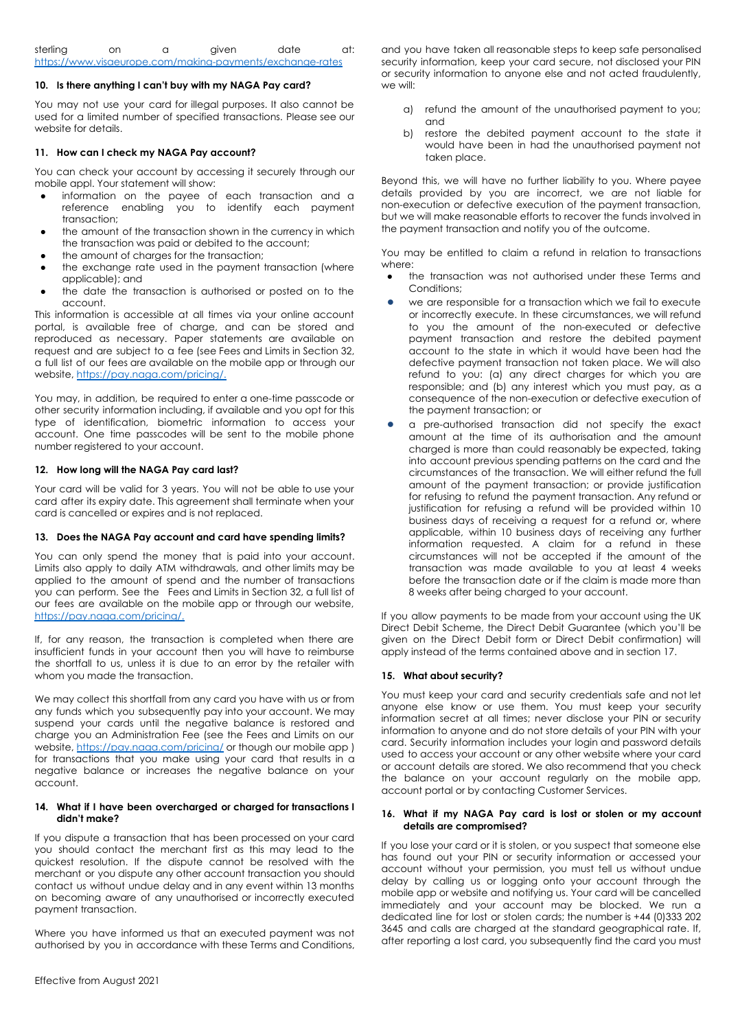sterling on a given date at: https://www.visaeurope.com/making-payments/exchange-rates

**10. Is there anything I can't buy with my NAGA Pay card?**

You may not use your card for illegal purposes. It also cannot be used for a limited number of specified transactions. Please see our website for details.

**11. How can I check my NAGA Pay account?**

You can check your account by accessing it securely through our mobile appl. Your statement will show:

- information on the payee of each transaction and a reference enabling you to identify each payment transaction;
- the amount of the transaction shown in the currency in which the transaction was paid or debited to the account;
- the amount of charges for the transaction;
- the exchange rate used in the payment transaction (where applicable); and
- the date the transaction is authorised or posted on to the account.

This information is accessible at all times via your online account portal, is available free of charge, and can be stored and reproduced as necessary. Paper statements are available on request and are subject to a fee (see Fees and Limits in Section 32, a full list of our fees are available on the mobile app or through our website, https://pay.naga.com/pricing/.

You may, in addition, be required to enter a one-time passcode or other security information including, if available and you opt for this type of identification, biometric information to access your account. One time passcodes will be sent to the mobile phone number registered to your account.

**12. How long will the NAGA Pay card last?**

Your card will be valid for 3 years. You will not be able to use your card after its expiry date. This agreement shall terminate when your card is cancelled or expires and is not replaced.

**13. Does the NAGA Pay account and card have spending limits?**

You can only spend the money that is paid into your account. Limits also apply to daily ATM withdrawals, and other limits may be applied to the amount of spend and the number of transactions you can perform. See the Fees and Limits in Section 32, a full list of our fees are available on the mobile app or through our website, https://pay.naga.com/pricing/.

If, for any reason, the transaction is completed when there are insufficient funds in your account then you will have to reimburse the shortfall to us, unless it is due to an error by the retailer with whom you made the transaction.

We may collect this shortfall from any card you have with us or from any funds which you subsequently pay into your account. We may suspend your cards until the negative balance is restored and charge you an Administration Fee (see the Fees and Limits on our website, https://pay.naga.com/pricing/ or though our mobile app ) for transactions that you make using your card that results in a negative balance or increases the negative balance on your account.

**14. What if I have been overcharged or charged for transactions I didn't make?**

If you dispute a transaction that has been processed on your card you should contact the merchant first as this may lead to the quickest resolution. If the dispute cannot be resolved with the merchant or you dispute any other account transaction you should contact us without undue delay and in any event within 13 months on becoming aware of any unauthorised or incorrectly executed payment transaction.

Where you have informed us that an executed payment was not authorised by you in accordance with these Terms and Conditions, and you have taken all reasonable steps to keep safe personalised security information, keep your card secure, not disclosed your PIN or security information to anyone else and not acted fraudulently, we will:

a) refund the amount of the unauthorised payment to you; and
b) restore the debited payment account to the state it would have been in had the unauthorised payment not taken place.

Beyond this, we will have no further liability to you. Where payee details provided by you are incorrect, we are not liable for non-execution or defective execution of the payment transaction, but we will make reasonable efforts to recover the funds involved in the payment transaction and notify you of the outcome.

You may be entitled to claim a refund in relation to transactions where:

- the transaction was not authorised under these Terms and Conditions;
- we are responsible for a transaction which we fail to execute or incorrectly execute. In these circumstances, we will refund to you the amount of the non-executed or defective payment transaction and restore the debited payment account to the state in which it would have been had the defective payment transaction not taken place. We will also refund to you: (a) any direct charges for which you are responsible; and (b) any interest which you must pay, as a consequence of the non-execution or defective execution of the payment transaction; or
- a pre-authorised transaction did not specify the exact amount at the time of its authorisation and the amount charged is more than could reasonably be expected, taking into account previous spending patterns on the card and the circumstances of the transaction. We will either refund the full amount of the payment transaction; or provide justification for refusing to refund the payment transaction. Any refund or justification for refusing a refund will be provided within 10 business days of receiving a request for a refund or, where applicable, within 10 business days of receiving any further information requested. A claim for a refund in these circumstances will not be accepted if the amount of the transaction was made available to you at least 4 weeks before the transaction date or if the claim is made more than 8 weeks after being charged to your account.

If you allow payments to be made from your account using the UK Direct Debit Scheme, the Direct Debit Guarantee (which you'll be given on the Direct Debit form or Direct Debit confirmation) will apply instead of the terms contained above and in section 17.

**15. What about security?**

You must keep your card and security credentials safe and not let anyone else know or use them. You must keep your security information secret at all times; never disclose your PIN or security information to anyone and do not store details of your PIN with your card. Security information includes your login and password details used to access your account or any other website where your card or account details are stored. We also recommend that you check the balance on your account regularly on the mobile app, account portal or by contacting Customer Services.

**16. What if my NAGA Pay card is lost or stolen or my account details are compromised?**

If you lose your card or it is stolen, or you suspect that someone else has found out your PIN or security information or accessed your account without your permission, you must tell us without undue delay by calling us or logging onto your account through the mobile app or website and notifying us. Your card will be cancelled immediately and your account may be blocked. We run a dedicated line for lost or stolen cards; the number is +44 (0)333 202 3645 and calls are charged at the standard geographical rate. If, after reporting a lost card, you subsequently find the card you must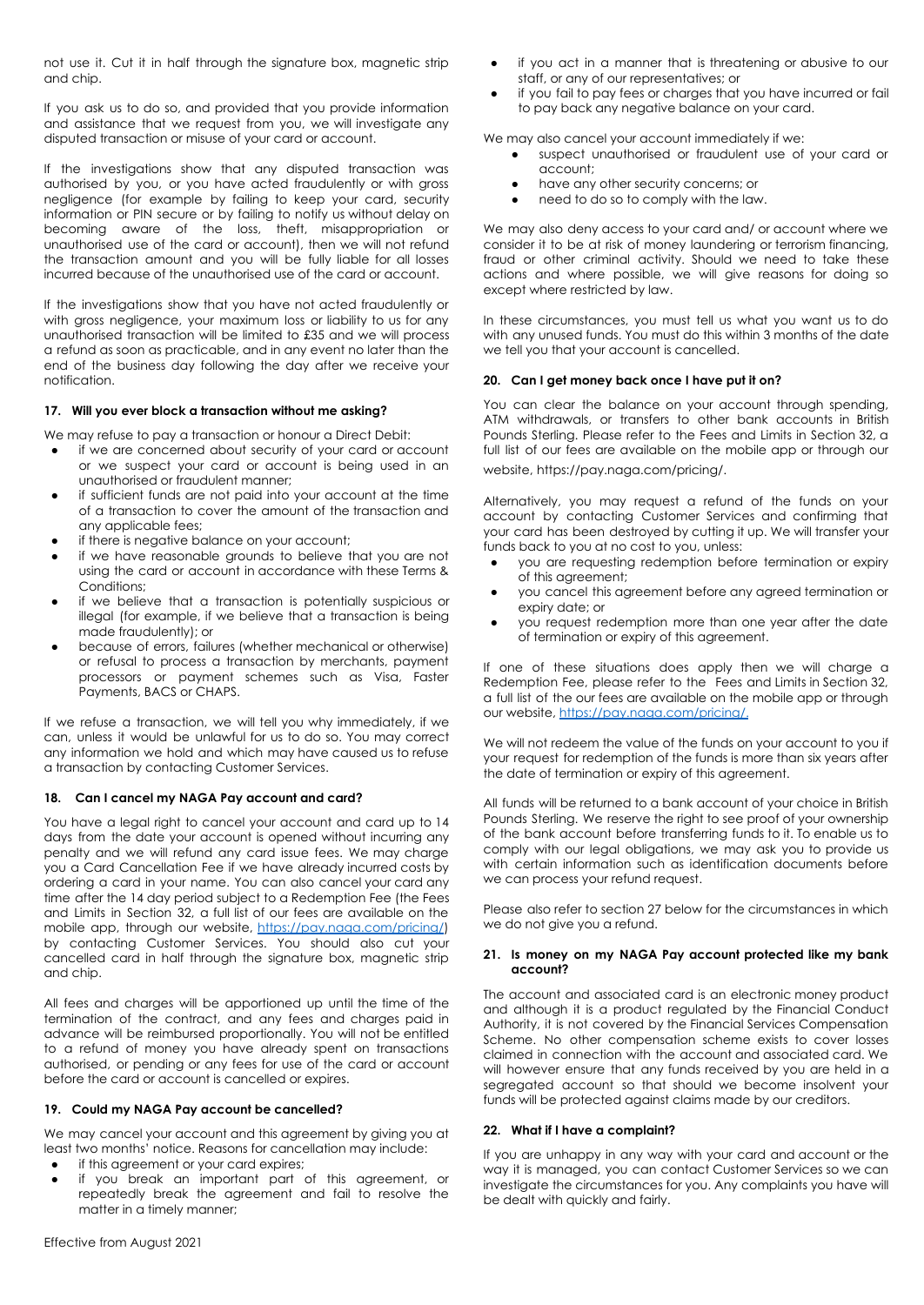not use it. Cut it in half through the signature box, magnetic strip and chip.

If you ask us to do so, and provided that you provide information and assistance that we request from you, we will investigate any disputed transaction or misuse of your card or account.

If the investigations show that any disputed transaction was authorised by you, or you have acted fraudulently or with gross negligence (for example by failing to keep your card, security information or PIN secure or by failing to notify us without delay on becoming aware of the loss, theft, misappropriation or unauthorised use of the card or account), then we will not refund the transaction amount and you will be fully liable for all losses incurred because of the unauthorised use of the card or account.

If the investigations show that you have not acted fraudulently or with gross negligence, your maximum loss or liability to us for any unauthorised transaction will be limited to £35 and we will process a refund as soon as practicable, and in any event no later than the end of the business day following the day after we receive your notification.

#### 17. Will you ever block a transaction without me asking?

We may refuse to pay a transaction or honour a Direct Debit:

- if we are concerned about security of your card or account or we suspect your card or account is being used in an unauthorised or fraudulent manner;
- if sufficient funds are not paid into your account at the time of a transaction to cover the amount of the transaction and any applicable fees;
- if there is negative balance on your account;
- if we have reasonable grounds to believe that you are not using the card or account in accordance with these Terms & Conditions;
- if we believe that a transaction is potentially suspicious or illegal (for example, if we believe that a transaction is being made fraudulently); or
- because of errors, failures (whether mechanical or otherwise) or refusal to process a transaction by merchants, payment processors or payment schemes such as Visa, Faster Payments, BACS or CHAPS.

If we refuse a transaction, we will tell you why immediately, if we can, unless it would be unlawful for us to do so. You may correct any information we hold and which may have caused us to refuse a transaction by contacting Customer Services.

#### 18. Can I cancel my NAGA Pay account and card?

You have a legal right to cancel your account and card up to 14 days from the date your account is opened without incurring any penalty and we will refund any card issue fees. We may charge you a Card Cancellation Fee if we have already incurred costs by ordering a card in your name. You can also cancel your card any time after the 14 day period subject to a Redemption Fee (the Fees and Limits in Section 32, a full list of our fees are available on the mobile app, through our website, https://pay.naga.com/pricing/) by contacting Customer Services. You should also cut your cancelled card in half through the signature box, magnetic strip and chip.

All fees and charges will be apportioned up until the time of the termination of the contract, and any fees and charges paid in advance will be reimbursed proportionally. You will not be entitled to a refund of money you have already spent on transactions authorised, or pending or any fees for use of the card or account before the card or account is cancelled or expires.

#### 19. Could my NAGA Pay account be cancelled?

We may cancel your account and this agreement by giving you at least two months' notice. Reasons for cancellation may include:

- if this agreement or your card expires;
- if you break an important part of this agreement, or repeatedly break the agreement and fail to resolve the matter in a timely manner;
- if you act in a manner that is threatening or abusive to our staff, or any of our representatives; or
- if you fail to pay fees or charges that you have incurred or fail to pay back any negative balance on your card.

We may also cancel your account immediately if we:

- suspect unauthorised or fraudulent use of your card or account;
- have any other security concerns; or
- need to do so to comply with the law.

We may also deny access to your card and/ or account where we consider it to be at risk of money laundering or terrorism financing, fraud or other criminal activity. Should we need to take these actions and where possible, we will give reasons for doing so except where restricted by law.

In these circumstances, you must tell us what you want us to do with any unused funds. You must do this within 3 months of the date we tell you that your account is cancelled.

#### 20. Can I get money back once I have put it on?

You can clear the balance on your account through spending, ATM withdrawals, or transfers to other bank accounts in British Pounds Sterling. Please refer to the Fees and Limits in Section 32, a full list of our fees are available on the mobile app or through our website, https://pay.naga.com/pricing/.

Alternatively, you may request a refund of the funds on your account by contacting Customer Services and confirming that your card has been destroyed by cutting it up. We will transfer your funds back to you at no cost to you, unless:

- you are requesting redemption before termination or expiry of this agreement;
- you cancel this agreement before any agreed termination or expiry date; or
- you request redemption more than one year after the date of termination or expiry of this agreement.

If one of these situations does apply then we will charge a Redemption Fee, please refer to the Fees and Limits in Section 32, a full list of the our fees are available on the mobile app or through our website, https://pay.naga.com/pricing/.

We will not redeem the value of the funds on your account to you if your request for redemption of the funds is more than six years after the date of termination or expiry of this agreement.

All funds will be returned to a bank account of your choice in British Pounds Sterling. We reserve the right to see proof of your ownership of the bank account before transferring funds to it. To enable us to comply with our legal obligations, we may ask you to provide us with certain information such as identification documents before we can process your refund request.

Please also refer to section 27 below for the circumstances in which we do not give you a refund.

#### 21. Is money on my NAGA Pay account protected like my bank account?

The account and associated card is an electronic money product and although it is a product regulated by the Financial Conduct Authority, it is not covered by the Financial Services Compensation Scheme. No other compensation scheme exists to cover losses claimed in connection with the account and associated card. We will however ensure that any funds received by you are held in a segregated account so that should we become insolvent your funds will be protected against claims made by our creditors.

#### 22. What if I have a complaint?

If you are unhappy in any way with your card and account or the way it is managed, you can contact Customer Services so we can investigate the circumstances for you. Any complaints you have will be dealt with quickly and fairly.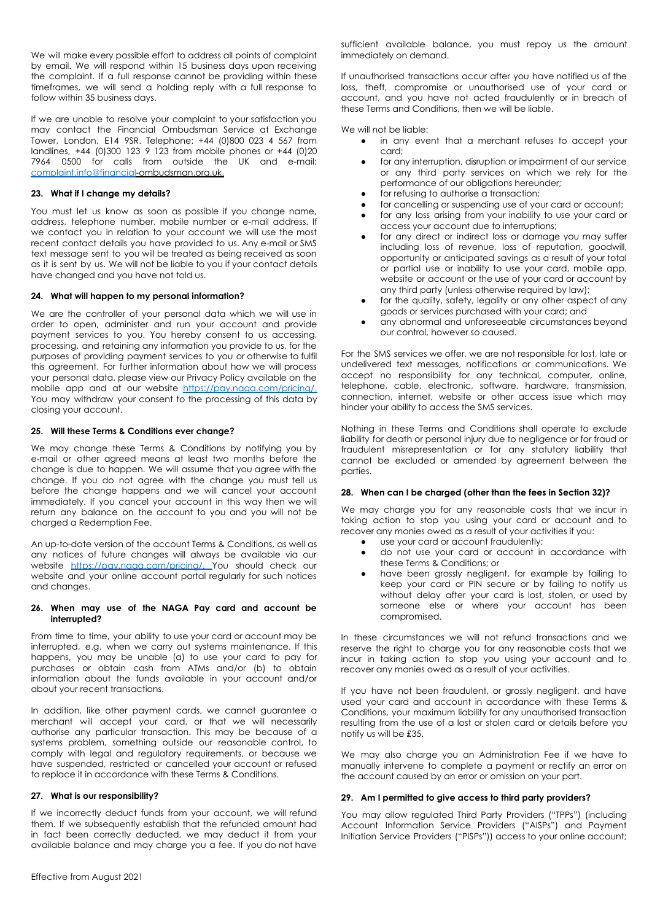We will make every possible effort to address all points of complaint by email. We will respond within 15 business days upon receiving the complaint. If a full response cannot be providing within these timeframes, we will send a holding reply with a full response to follow within 35 business days.

If we are unable to resolve your complaint to your satisfaction you may contact the Financial Ombudsman Service at Exchange Tower, London, E14 9SR. Telephone: +44 (0)800 023 4 567 from landlines, +44 (0)300 123 9 123 from mobile phones or +44 (0)20 7964 0500 for calls from outside the UK and e-mail: complaint.info@financial-ombudsman.org.uk.

### 23. What if I change my details?

You must let us know as soon as possible if you change name, address, telephone number, mobile number or e-mail address. If we contact you in relation to your account we will use the most recent contact details you have provided to us. Any e-mail or SMS text message sent to you will be treated as being received as soon as it is sent by us. We will not be liable to you if your contact details have changed and you have not told us.

### 24. What will happen to my personal information?

We are the controller of your personal data which we will use in order to open, administer and run your account and provide payment services to you. You hereby consent to us accessing, processing, and retaining any information you provide to us, for the purposes of providing payment services to you or otherwise to fulfil this agreement. For further information about how we will process your personal data, please view our Privacy Policy available on the mobile app and at our website https://pay.naga.com/pricing/. You may withdraw your consent to the processing of this data by closing your account.

### 25. Will these Terms & Conditions ever change?

We may change these Terms & Conditions by notifying you by e-mail or other agreed means at least two months before the change is due to happen. We will assume that you agree with the change. If you do not agree with the change you must tell us before the change happens and we will cancel your account immediately. If you cancel your account in this way then we will return any balance on the account to you and you will not be charged a Redemption Fee.

An up-to-date version of the account Terms & Conditions, as well as any notices of future changes will always be available via our website https://pay.naga.com/pricing/. You should check our website and your online account portal regularly for such notices and changes.

### 26. When may use of the NAGA Pay card and account be interrupted?

From time to time, your ability to use your card or account may be interrupted, e.g. when we carry out systems maintenance. If this happens, you may be unable (a) to use your card to pay for purchases or obtain cash from ATMs and/or (b) to obtain information about the funds available in your account and/or about your recent transactions.

In addition, like other payment cards, we cannot guarantee a merchant will accept your card, or that we will necessarily authorise any particular transaction. This may be because of a systems problem, something outside our reasonable control, to comply with legal and regulatory requirements, or because we have suspended, restricted or cancelled your account or refused to replace it in accordance with these Terms & Conditions.

### 27. What is our responsibility?

If we incorrectly deduct funds from your account, we will refund them. If we subsequently establish that the refunded amount had in fact been correctly deducted, we may deduct it from your available balance and may charge you a fee. If you do not have sufficient available balance, you must repay us the amount immediately on demand.

If unauthorised transactions occur after you have notified us of the loss, theft, compromise or unauthorised use of your card or account, and you have not acted fraudulently or in breach of these Terms and Conditions, then we will be liable.

We will not be liable:

- in any event that a merchant refuses to accept your card;
- for any interruption, disruption or impairment of our service or any third party services on which we rely for the performance of our obligations hereunder;
- for refusing to authorise a transaction;
- for cancelling or suspending use of your card or account;
- for any loss arising from your inability to use your card or access your account due to interruptions;
- for any direct or indirect loss or damage you may suffer including loss of revenue, loss of reputation, goodwill, opportunity or anticipated savings as a result of your total or partial use or inability to use your card, mobile app, website or account or the use of your card or account by any third party (unless otherwise required by law);
- for the quality, safety, legality or any other aspect of any goods or services purchased with your card; and
- any abnormal and unforeseeable circumstances beyond our control, however so caused.

For the SMS services we offer, we are not responsible for lost, late or undelivered text messages, notifications or communications. We accept no responsibility for any technical, computer, online, telephone, cable, electronic, software, hardware, transmission, connection, internet, website or other access issue which may hinder your ability to access the SMS services.

Nothing in these Terms and Conditions shall operate to exclude liability for death or personal injury due to negligence or for fraud or fraudulent misrepresentation or for any statutory liability that cannot be excluded or amended by agreement between the parties.

### 28. When can I be charged (other than the fees in Section 32)?

We may charge you for any reasonable costs that we incur in taking action to stop you using your card or account and to recover any monies owed as a result of your activities if you:

- use your card or account fraudulently;
- do not use your card or account in accordance with these Terms & Conditions; or
- have been grossly negligent, for example by failing to keep your card or PIN secure or by failing to notify us without delay after your card is lost, stolen, or used by someone else or where your account has been compromised.

In these circumstances we will not refund transactions and we reserve the right to charge you for any reasonable costs that we incur in taking action to stop you using your account and to recover any monies owed as a result of your activities.

If you have not been fraudulent, or grossly negligent, and have used your card and account in accordance with these Terms & Conditions, your maximum liability for any unauthorised transaction resulting from the use of a lost or stolen card or details before you notify us will be £35.

We may also charge you an Administration Fee if we have to manually intervene to complete a payment or rectify an error on the account caused by an error or omission on your part.

### 29. Am I permitted to give access to third party providers?

You may allow regulated Third Party Providers ("TPPs") (including Account Information Service Providers ("AISPs") and Payment Initiation Service Providers ("PISPs")) access to your online account;

Effective from August 2021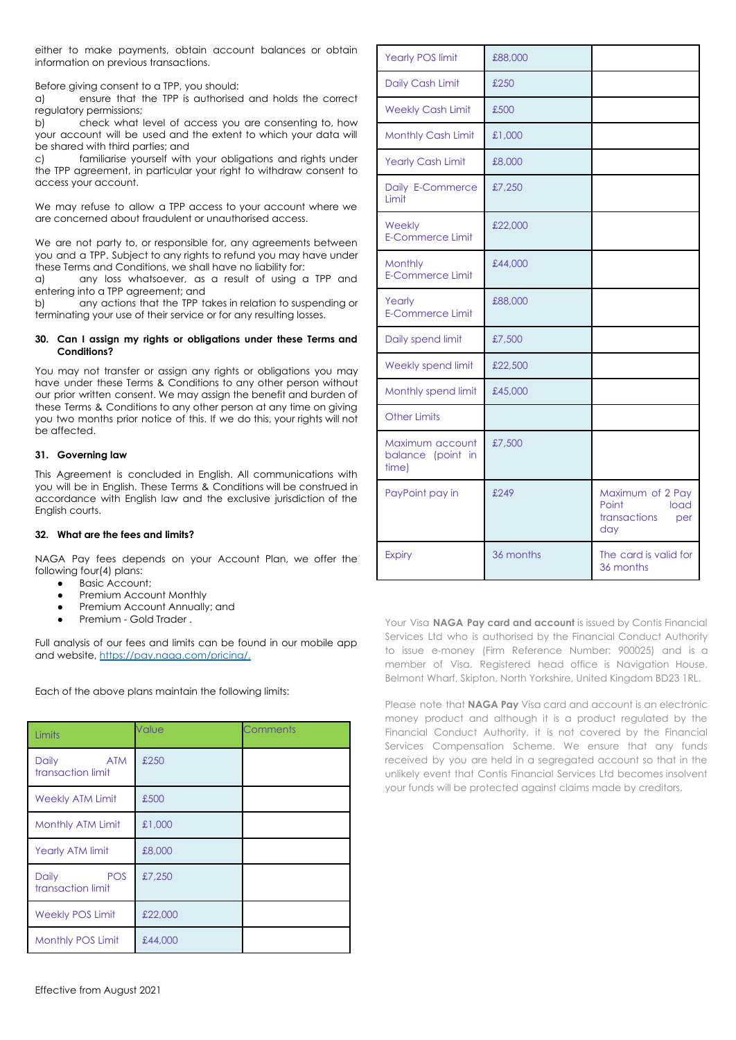either to make payments, obtain account balances or obtain information on previous transactions.

Before giving consent to a TPP, you should:

a) ensure that the TPP is authorised and holds the correct regulatory permissions;

b) check what level of access you are consenting to, how your account will be used and the extent to which your data will be shared with third parties; and

c) familiarise yourself with your obligations and rights under the TPP agreement, in particular your right to withdraw consent to access your account.

We may refuse to allow a TPP access to your account where we are concerned about fraudulent or unauthorised access.

We are not party to, or responsible for, any agreements between you and a TPP. Subject to any rights to refund you may have under these Terms and Conditions, we shall have no liability for:

a) any loss whatsoever, as a result of using a TPP and entering into a TPP agreement; and

b) any actions that the TPP takes in relation to suspending or terminating your use of their service or for any resulting losses.

#### 30. Can I assign my rights or obligations under these Terms and Conditions?

You may not transfer or assign any rights or obligations you may have under these Terms & Conditions to any other person without our prior written consent. We may assign the benefit and burden of these Terms & Conditions to any other person at any time on giving you two months prior notice of this. If we do this, your rights will not be affected.

#### 31. Governing law

This Agreement is concluded in English. All communications with you will be in English. These Terms & Conditions will be construed in accordance with English law and the exclusive jurisdiction of the English courts.

#### 32. What are the fees and limits?

NAGA Pay fees depends on your Account Plan, we offer the following four(4) plans:

- Basic Account;
- Premium Account Monthly
- Premium Account Annually; and
- Premium - Gold Trader .

Full analysis of our fees and limits can be found in our mobile app and website, https://pay.naga.com/pricing/.

Each of the above plans maintain the following limits:

| Limits | Value | Comments |
|---|---|---|
| Daily ATM transaction limit | £250 | |
| Weekly ATM Limit | £500 | |
| Monthly ATM Limit | £1,000 | |
| Yearly ATM limit | £8,000 | |
| Daily POS transaction limit | £7,250 | |
| Weekly POS Limit | £22,000 | |
| Monthly POS Limit | £44,000 | |
| Yearly POS limit | £88,000 | |
| Daily Cash Limit | £250 | |
| Weekly Cash Limit | £500 | |
| Monthly Cash Limit | £1,000 | |
| Yearly Cash Limit | £8,000 | |
| Daily E-Commerce Limit | £7,250 | |
| Weekly E-Commerce Limit | £22,000 | |
| Monthly E-Commerce Limit | £44,000 | |
| Yearly E-Commerce Limit | £88,000 | |
| Daily spend limit | £7,500 | |
| Weekly spend limit | £22,500 | |
| Monthly spend limit | £45,000 | |
| Other Limits | | |
| Maximum account balance (point in time) | £7,500 | |
| PayPoint pay in | £249 | Maximum of 2 Pay Point load transactions per day |
| Expiry | 36 months | The card is valid for 36 months |

Your Visa **NAGA Pay card and account** is issued by Contis Financial Services Ltd who is authorised by the Financial Conduct Authority to issue e-money (Firm Reference Number: 900025) and is a member of Visa. Registered head office is Navigation House, Belmont Wharf, Skipton, North Yorkshire, United Kingdom BD23 1RL.

Please note that **NAGA Pay** Visa card and account is an electronic money product and although it is a product regulated by the Financial Conduct Authority, it is not covered by the Financial Services Compensation Scheme. We ensure that any funds received by you are held in a segregated account so that in the unlikely event that Contis Financial Services Ltd becomes insolvent your funds will be protected against claims made by creditors.

Effective from August 2021